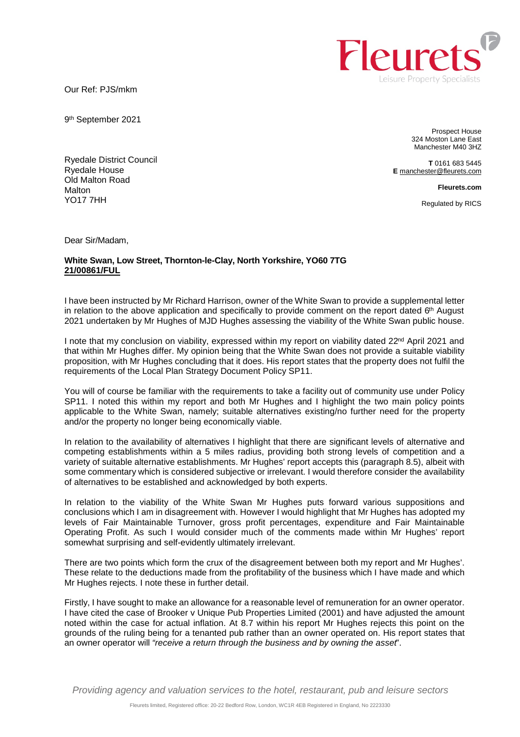Our Ref: PJS/mkm

9th September 2021

Prospect House
324 Moston Lane East
Manchester M40 3HZ

**T** 0161 683 5445
**E** manchester@fleurets.com

**Fleurets.com**

Regulated by RICS

Ryedale District Council
Ryedale House
Old Malton Road
Malton
YO17 7HH

Dear Sir/Madam,

**White Swan, Low Street, Thornton-le-Clay, North Yorkshire, YO60 7TG**
**21/00861/FUL**

I have been instructed by Mr Richard Harrison, owner of the White Swan to provide a supplemental letter in relation to the above application and specifically to provide comment on the report dated 6th August 2021 undertaken by Mr Hughes of MJD Hughes assessing the viability of the White Swan public house.

I note that my conclusion on viability, expressed within my report on viability dated 22nd April 2021 and that within Mr Hughes differ. My opinion being that the White Swan does not provide a suitable viability proposition, with Mr Hughes concluding that it does. His report states that the property does not fulfil the requirements of the Local Plan Strategy Document Policy SP11.

You will of course be familiar with the requirements to take a facility out of community use under Policy SP11. I noted this within my report and both Mr Hughes and I highlight the two main policy points applicable to the White Swan, namely; suitable alternatives existing/no further need for the property and/or the property no longer being economically viable.

In relation to the availability of alternatives I highlight that there are significant levels of alternative and competing establishments within a 5 miles radius, providing both strong levels of competition and a variety of suitable alternative establishments. Mr Hughes' report accepts this (paragraph 8.5), albeit with some commentary which is considered subjective or irrelevant. I would therefore consider the availability of alternatives to be established and acknowledged by both experts.

In relation to the viability of the White Swan Mr Hughes puts forward various suppositions and conclusions which I am in disagreement with. However I would highlight that Mr Hughes has adopted my levels of Fair Maintainable Turnover, gross profit percentages, expenditure and Fair Maintainable Operating Profit. As such I would consider much of the comments made within Mr Hughes' report somewhat surprising and self-evidently ultimately irrelevant.

There are two points which form the crux of the disagreement between both my report and Mr Hughes'. These relate to the deductions made from the profitability of the business which I have made and which Mr Hughes rejects. I note these in further detail.

Firstly, I have sought to make an allowance for a reasonable level of remuneration for an owner operator. I have cited the case of Brooker v Unique Pub Properties Limited (2001) and have adjusted the amount noted within the case for actual inflation. At 8.7 within his report Mr Hughes rejects this point on the grounds of the ruling being for a tenanted pub rather than an owner operated on. His report states that an owner operator will *"receive a return through the business and by owning the asset*".

*Providing agency and valuation services to the hotel, restaurant, pub and leisure sectors*

Fleurets limited, Registered office: 20-22 Bedford Row, London, WC1R 4EB Registered in England, No 2223330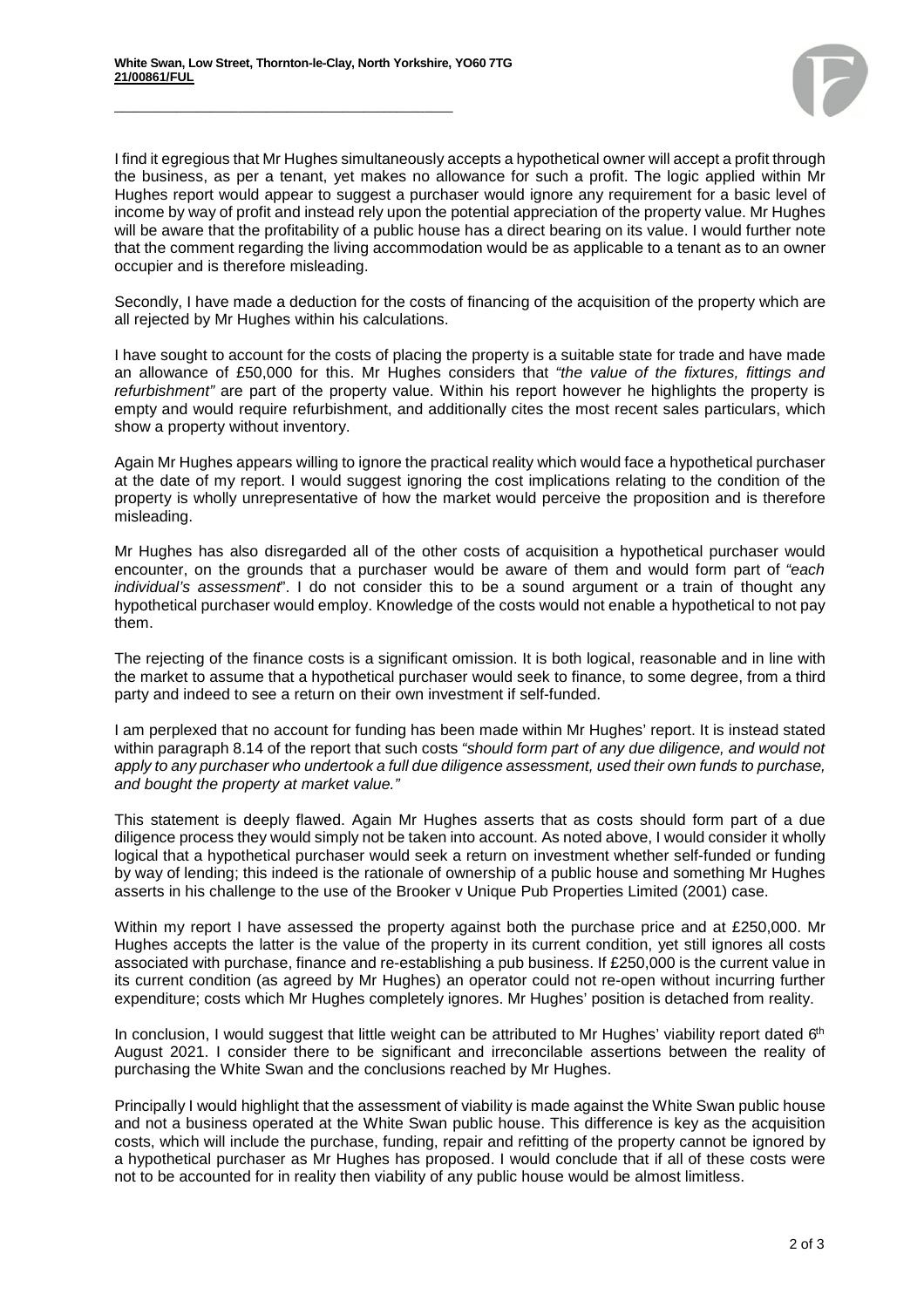I find it egregious that Mr Hughes simultaneously accepts a hypothetical owner will accept a profit through the business, as per a tenant, yet makes no allowance for such a profit. The logic applied within Mr Hughes report would appear to suggest a purchaser would ignore any requirement for a basic level of income by way of profit and instead rely upon the potential appreciation of the property value. Mr Hughes will be aware that the profitability of a public house has a direct bearing on its value. I would further note that the comment regarding the living accommodation would be as applicable to a tenant as to an owner occupier and is therefore misleading.

Secondly, I have made a deduction for the costs of financing of the acquisition of the property which are all rejected by Mr Hughes within his calculations.

I have sought to account for the costs of placing the property is a suitable state for trade and have made an allowance of £50,000 for this. Mr Hughes considers that *"the value of the fixtures, fittings and refurbishment"* are part of the property value. Within his report however he highlights the property is empty and would require refurbishment, and additionally cites the most recent sales particulars, which show a property without inventory.

Again Mr Hughes appears willing to ignore the practical reality which would face a hypothetical purchaser at the date of my report. I would suggest ignoring the cost implications relating to the condition of the property is wholly unrepresentative of how the market would perceive the proposition and is therefore misleading.

Mr Hughes has also disregarded all of the other costs of acquisition a hypothetical purchaser would encounter, on the grounds that a purchaser would be aware of them and would form part of *"each individual's assessment"*. I do not consider this to be a sound argument or a train of thought any hypothetical purchaser would employ. Knowledge of the costs would not enable a hypothetical to not pay them.

The rejecting of the finance costs is a significant omission. It is both logical, reasonable and in line with the market to assume that a hypothetical purchaser would seek to finance, to some degree, from a third party and indeed to see a return on their own investment if self-funded.

I am perplexed that no account for funding has been made within Mr Hughes' report. It is instead stated within paragraph 8.14 of the report that such costs *"should form part of any due diligence, and would not apply to any purchaser who undertook a full due diligence assessment, used their own funds to purchase, and bought the property at market value."*

This statement is deeply flawed. Again Mr Hughes asserts that as costs should form part of a due diligence process they would simply not be taken into account. As noted above, I would consider it wholly logical that a hypothetical purchaser would seek a return on investment whether self-funded or funding by way of lending; this indeed is the rationale of ownership of a public house and something Mr Hughes asserts in his challenge to the use of the Brooker v Unique Pub Properties Limited (2001) case.

Within my report I have assessed the property against both the purchase price and at £250,000. Mr Hughes accepts the latter is the value of the property in its current condition, yet still ignores all costs associated with purchase, finance and re-establishing a pub business. If £250,000 is the current value in its current condition (as agreed by Mr Hughes) an operator could not re-open without incurring further expenditure; costs which Mr Hughes completely ignores. Mr Hughes' position is detached from reality.

In conclusion, I would suggest that little weight can be attributed to Mr Hughes' viability report dated 6th August 2021. I consider there to be significant and irreconcilable assertions between the reality of purchasing the White Swan and the conclusions reached by Mr Hughes.

Principally I would highlight that the assessment of viability is made against the White Swan public house and not a business operated at the White Swan public house. This difference is key as the acquisition costs, which will include the purchase, funding, repair and refitting of the property cannot be ignored by a hypothetical purchaser as Mr Hughes has proposed. I would conclude that if all of these costs were not to be accounted for in reality then viability of any public house would be almost limitless.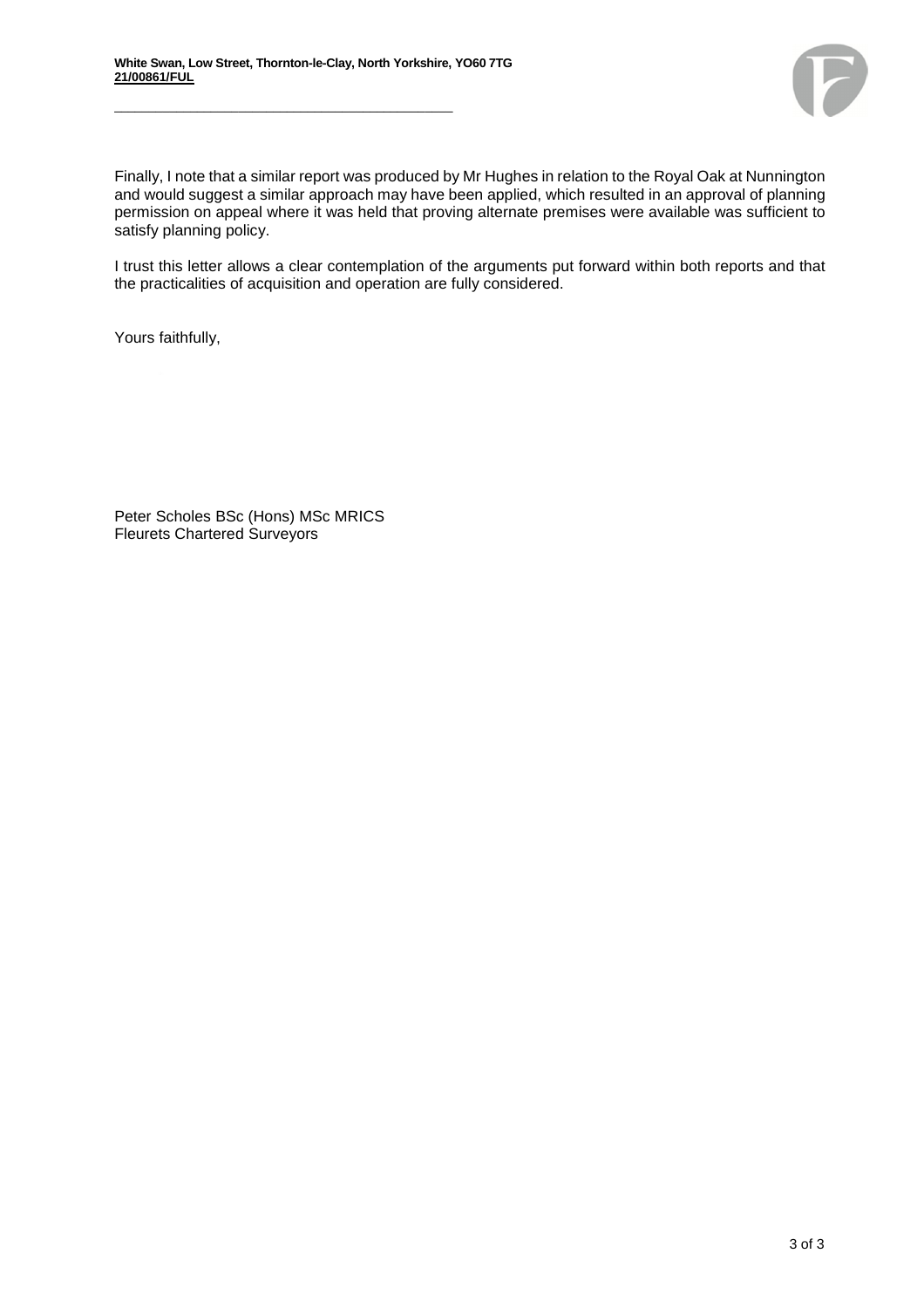Finally, I note that a similar report was produced by Mr Hughes in relation to the Royal Oak at Nunnington and would suggest a similar approach may have been applied, which resulted in an approval of planning permission on appeal where it was held that proving alternate premises were available was sufficient to satisfy planning policy.

I trust this letter allows a clear contemplation of the arguments put forward within both reports and that the practicalities of acquisition and operation are fully considered.

Yours faithfully,

Peter Scholes BSc (Hons) MSc MRICS
Fleurets Chartered Surveyors